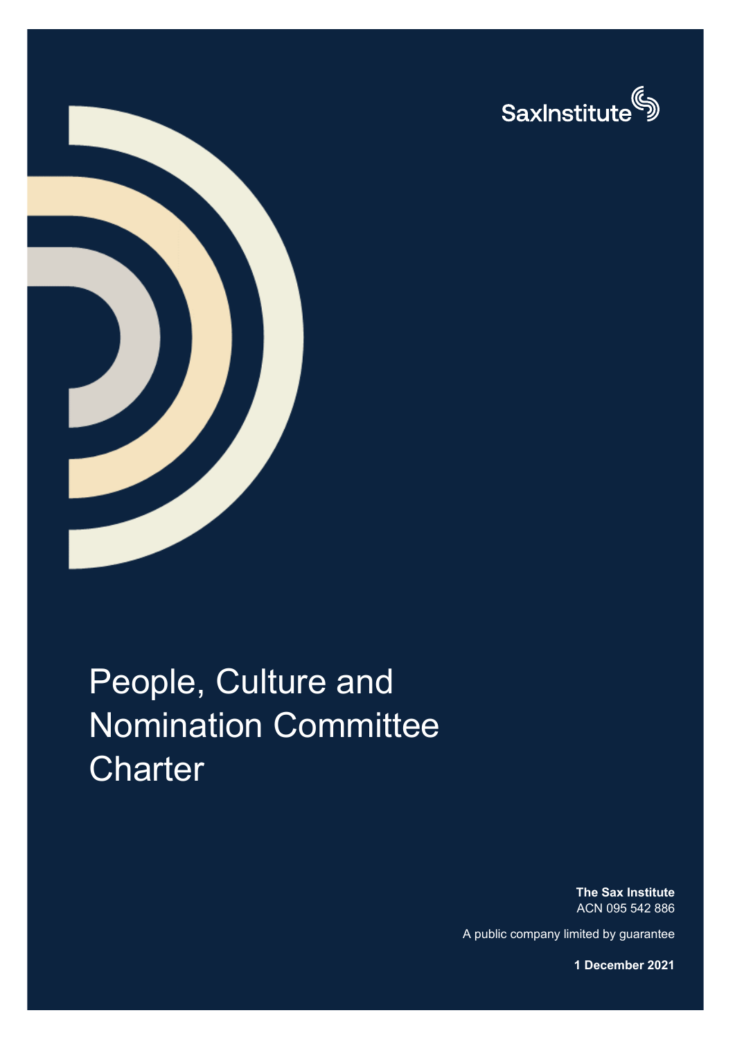SaxInstitute

# People, Culture and Nomination Committee Charter

**The Sax Institute**
ACN 095 542 886

A public company limited by guarantee

**1 December 2021**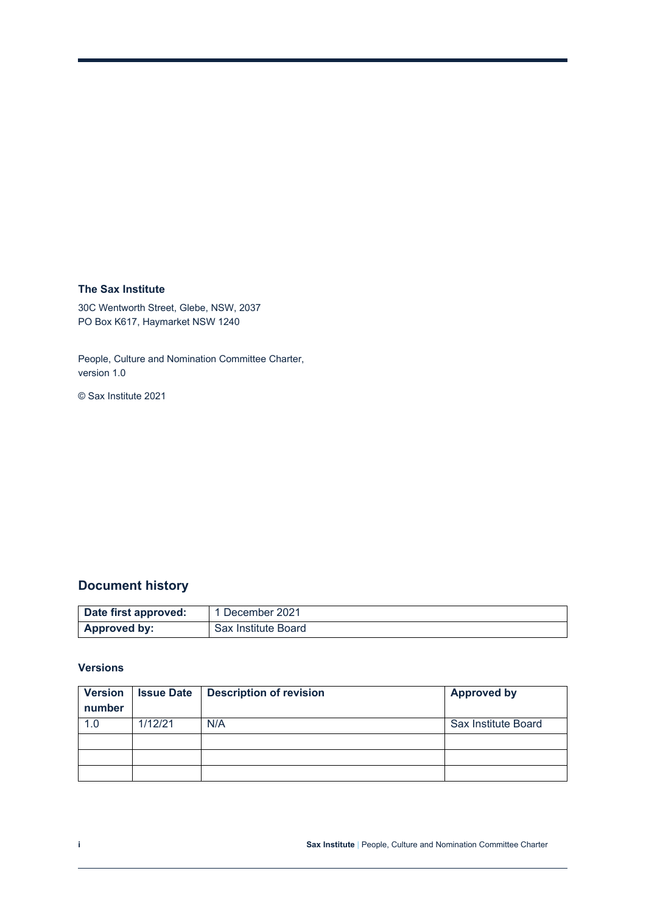**The Sax Institute**

30C Wentworth Street, Glebe, NSW, 2037
PO Box K617, Haymarket NSW 1240

People, Culture and Nomination Committee Charter, version 1.0

© Sax Institute 2021

## Document history

| **Date first approved:** | 1 December 2021 |
|---|---|
| **Approved by:** | Sax Institute Board |

### Versions

| Version number | Issue Date | Description of revision | Approved by |
|---|---|---|---|
| 1.0 | 1/12/21 | N/A | Sax Institute Board |
| | | | |
| | | | |
| | | | |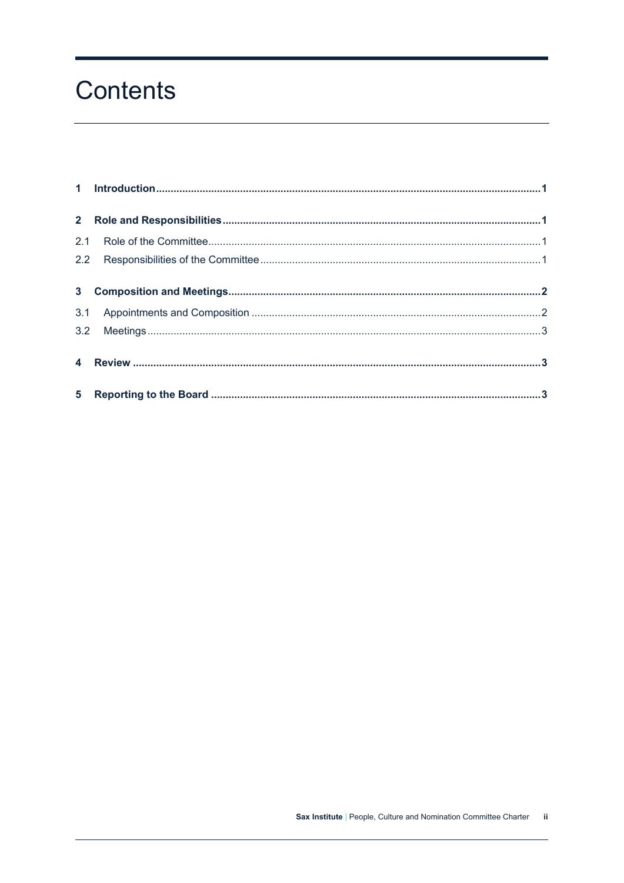# Contents

1 **Introduction** .......... 1

2 **Role and Responsibilities** .......... 1

2.1 Role of the Committee .......... 1

2.2 Responsibilities of the Committee .......... 1

3 **Composition and Meetings** .......... 2

3.1 Appointments and Composition .......... 2

3.2 Meetings .......... 3

4 **Review** .......... 3

5 **Reporting to the Board** .......... 3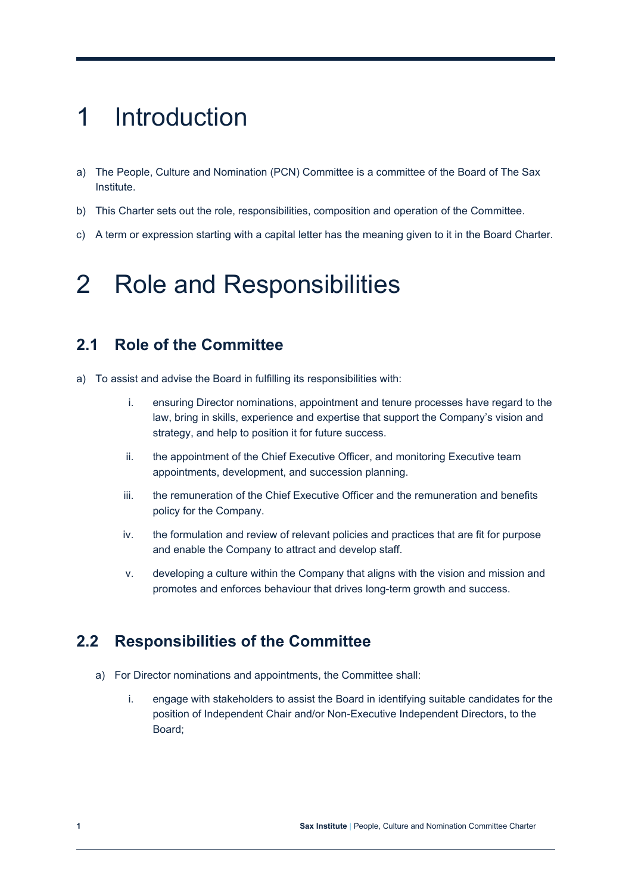# 1 Introduction

a) The People, Culture and Nomination (PCN) Committee is a committee of the Board of The Sax Institute.

b) This Charter sets out the role, responsibilities, composition and operation of the Committee.

c) A term or expression starting with a capital letter has the meaning given to it in the Board Charter.

# 2 Role and Responsibilities

## 2.1 Role of the Committee

a) To assist and advise the Board in fulfilling its responsibilities with:

   i. ensuring Director nominations, appointment and tenure processes have regard to the law, bring in skills, experience and expertise that support the Company's vision and strategy, and help to position it for future success.

   ii. the appointment of the Chief Executive Officer, and monitoring Executive team appointments, development, and succession planning.

   iii. the remuneration of the Chief Executive Officer and the remuneration and benefits policy for the Company.

   iv. the formulation and review of relevant policies and practices that are fit for purpose and enable the Company to attract and develop staff.

   v. developing a culture within the Company that aligns with the vision and mission and promotes and enforces behaviour that drives long-term growth and success.

## 2.2 Responsibilities of the Committee

a) For Director nominations and appointments, the Committee shall:

   i. engage with stakeholders to assist the Board in identifying suitable candidates for the position of Independent Chair and/or Non-Executive Independent Directors, to the Board;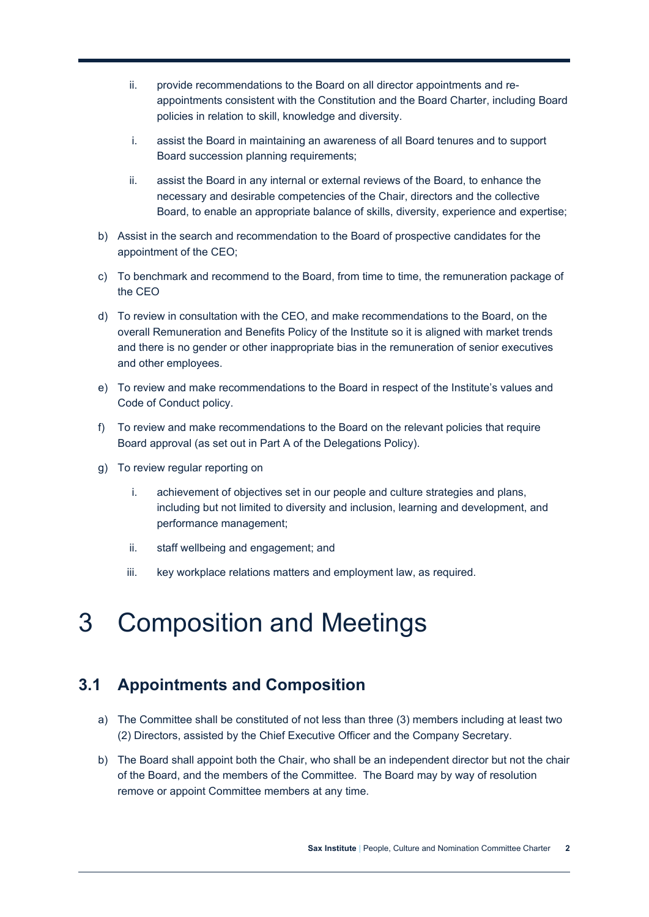ii. provide recommendations to the Board on all director appointments and re-appointments consistent with the Constitution and the Board Charter, including Board policies in relation to skill, knowledge and diversity.

   i. assist the Board in maintaining an awareness of all Board tenures and to support Board succession planning requirements;

   ii. assist the Board in any internal or external reviews of the Board, to enhance the necessary and desirable competencies of the Chair, directors and the collective Board, to enable an appropriate balance of skills, diversity, experience and expertise;

b) Assist in the search and recommendation to the Board of prospective candidates for the appointment of the CEO;

c) To benchmark and recommend to the Board, from time to time, the remuneration package of the CEO

d) To review in consultation with the CEO, and make recommendations to the Board, on the overall Remuneration and Benefits Policy of the Institute so it is aligned with market trends and there is no gender or other inappropriate bias in the remuneration of senior executives and other employees.

e) To review and make recommendations to the Board in respect of the Institute's values and Code of Conduct policy.

f) To review and make recommendations to the Board on the relevant policies that require Board approval (as set out in Part A of the Delegations Policy).

g) To review regular reporting on

   i. achievement of objectives set in our people and culture strategies and plans, including but not limited to diversity and inclusion, learning and development, and performance management;

   ii. staff wellbeing and engagement; and

   iii. key workplace relations matters and employment law, as required.

# 3 Composition and Meetings

## 3.1 Appointments and Composition

a) The Committee shall be constituted of not less than three (3) members including at least two (2) Directors, assisted by the Chief Executive Officer and the Company Secretary.

b) The Board shall appoint both the Chair, who shall be an independent director but not the chair of the Board, and the members of the Committee. The Board may by way of resolution remove or appoint Committee members at any time.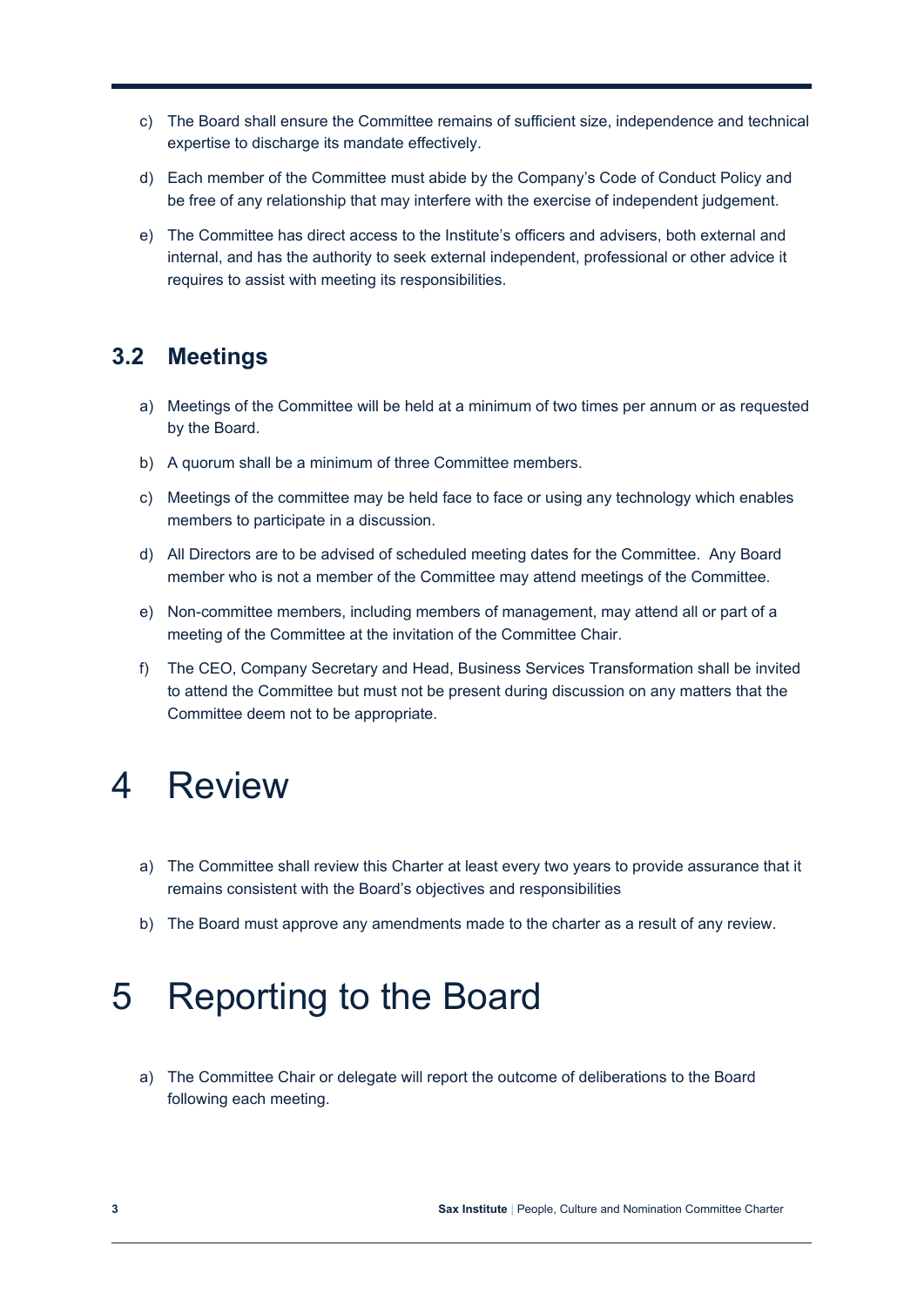c) The Board shall ensure the Committee remains of sufficient size, independence and technical expertise to discharge its mandate effectively.

d) Each member of the Committee must abide by the Company's Code of Conduct Policy and be free of any relationship that may interfere with the exercise of independent judgement.

e) The Committee has direct access to the Institute's officers and advisers, both external and internal, and has the authority to seek external independent, professional or other advice it requires to assist with meeting its responsibilities.

## 3.2 Meetings

a) Meetings of the Committee will be held at a minimum of two times per annum or as requested by the Board.

b) A quorum shall be a minimum of three Committee members.

c) Meetings of the committee may be held face to face or using any technology which enables members to participate in a discussion.

d) All Directors are to be advised of scheduled meeting dates for the Committee. Any Board member who is not a member of the Committee may attend meetings of the Committee.

e) Non-committee members, including members of management, may attend all or part of a meeting of the Committee at the invitation of the Committee Chair.

f) The CEO, Company Secretary and Head, Business Services Transformation shall be invited to attend the Committee but must not be present during discussion on any matters that the Committee deem not to be appropriate.

# 4 Review

a) The Committee shall review this Charter at least every two years to provide assurance that it remains consistent with the Board's objectives and responsibilities

b) The Board must approve any amendments made to the charter as a result of any review.

# 5 Reporting to the Board

a) The Committee Chair or delegate will report the outcome of deliberations to the Board following each meeting.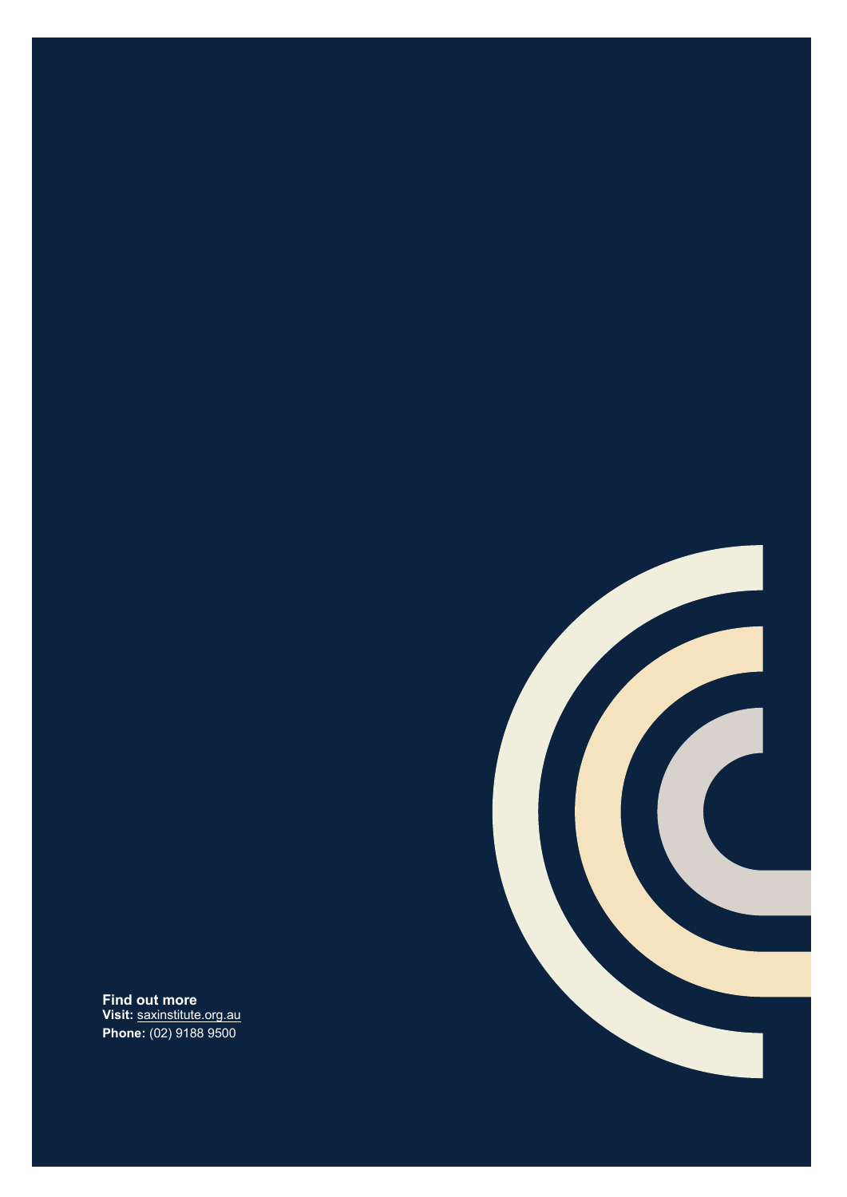**Find out more**
**Visit:** saxinstitute.org.au
**Phone:** (02) 9188 9500